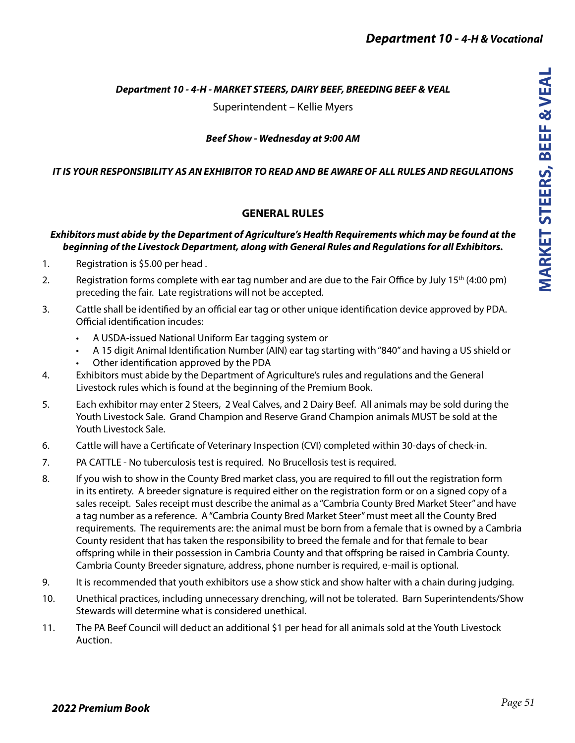### *Department 10 - 4-H - MARKET STEERS, DAIRY BEEF, BREEDING BEEF & VEAL*

Superintendent – Kellie Myers

***Beef Show - Wednesday at 9:00 AM***

***IT IS YOUR RESPONSIBILITY AS AN EXHIBITOR TO READ AND BE AWARE OF ALL RULES AND REGULATIONS***

## GENERAL RULES

***Exhibitors must abide by the Department of Agriculture's Health Requirements which may be found at the beginning of the Livestock Department, along with General Rules and Regulations for all Exhibitors.***

1. Registration is $5.00 per head .
2. Registration forms complete with ear tag number and are due to the Fair Office by July 15th (4:00 pm) preceding the fair. Late registrations will not be accepted.
3. Cattle shall be identified by an official ear tag or other unique identification device approved by PDA. Official identification incudes:
   - A USDA-issued National Uniform Ear tagging system or
   - A 15 digit Animal Identification Number (AIN) ear tag starting with "840" and having a US shield or
   - Other identification approved by the PDA
4. Exhibitors must abide by the Department of Agriculture's rules and regulations and the General Livestock rules which is found at the beginning of the Premium Book.
5. Each exhibitor may enter 2 Steers, 2 Veal Calves, and 2 Dairy Beef. All animals may be sold during the Youth Livestock Sale. Grand Champion and Reserve Grand Champion animals MUST be sold at the Youth Livestock Sale.
6. Cattle will have a Certificate of Veterinary Inspection (CVI) completed within 30-days of check-in.
7. PA CATTLE - No tuberculosis test is required. No Brucellosis test is required.
8. If you wish to show in the County Bred market class, you are required to fill out the registration form in its entirety. A breeder signature is required either on the registration form or on a signed copy of a sales receipt. Sales receipt must describe the animal as a "Cambria County Bred Market Steer" and have a tag number as a reference. A "Cambria County Bred Market Steer" must meet all the County Bred requirements. The requirements are: the animal must be born from a female that is owned by a Cambria County resident that has taken the responsibility to breed the female and for that female to bear offspring while in their possession in Cambria County and that offspring be raised in Cambria County. Cambria County Breeder signature, address, phone number is required, e-mail is optional.
9. It is recommended that youth exhibitors use a show stick and show halter with a chain during judging.
10. Unethical practices, including unnecessary drenching, will not be tolerated. Barn Superintendents/Show Stewards will determine what is considered unethical.
11. The PA Beef Council will deduct an additional $1 per head for all animals sold at the Youth Livestock Auction.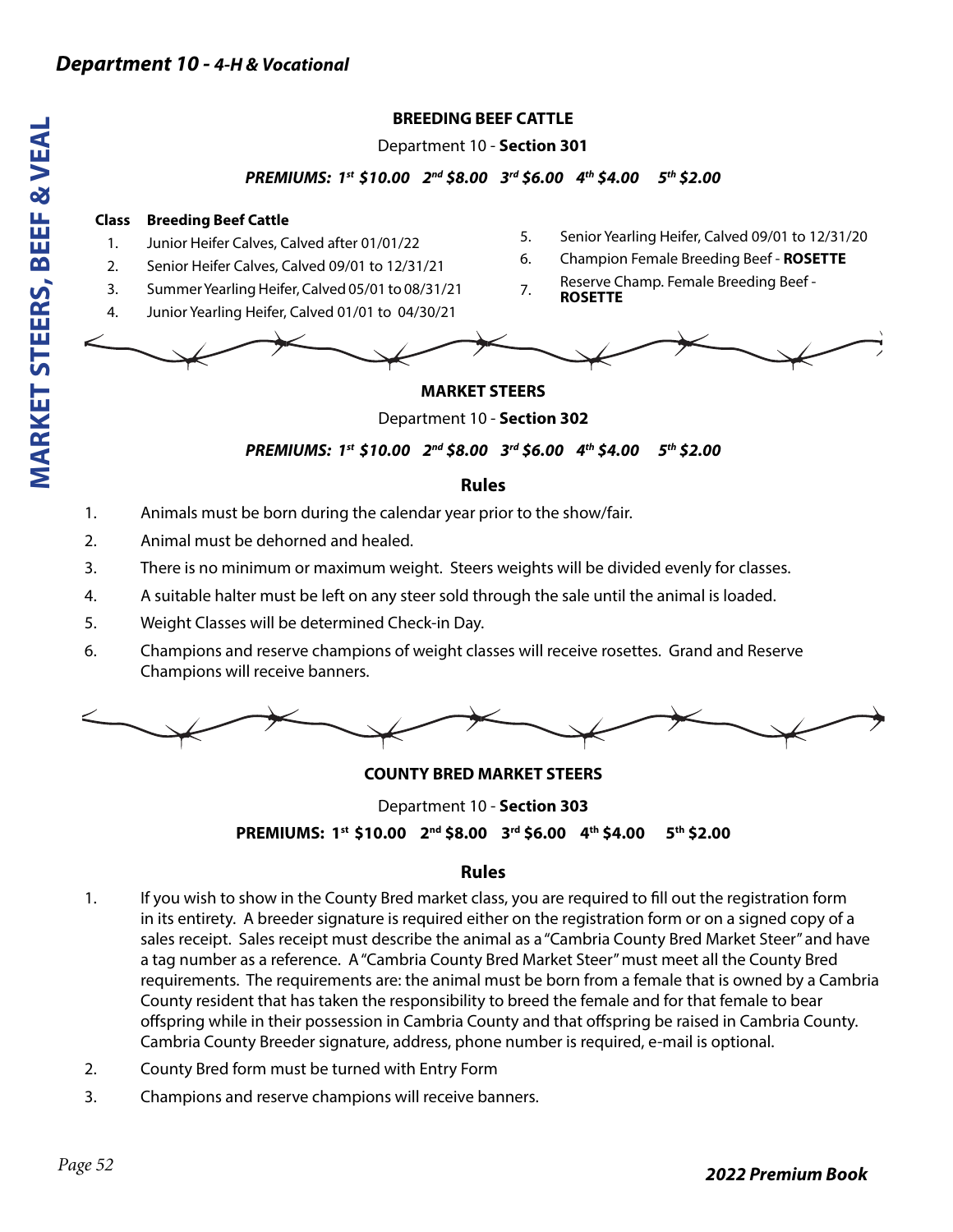## BREEDING BEEF CATTLE

Department 10 - **Section 301**

***PREMIUMS: 1st $10.00 2nd $8.00 3rd $6.00 4th $4.00 5th $2.00***

| Class | Breeding Beef Cattle |
|---|---|
| 1. | Junior Heifer Calves, Calved after 01/01/22 |
| 2. | Senior Heifer Calves, Calved 09/01 to 12/31/21 |
| 3. | Summer Yearling Heifer, Calved 05/01 to 08/31/21 |
| 4. | Junior Yearling Heifer, Calved 01/01 to 04/30/21 |
| 5. | Senior Yearling Heifer, Calved 09/01 to 12/31/20 |
| 6. | Champion Female Breeding Beef - **ROSETTE** |
| 7. | Reserve Champ. Female Breeding Beef - **ROSETTE** |

## MARKET STEERS

Department 10 - **Section 302**

***PREMIUMS: 1st $10.00 2nd $8.00 3rd $6.00 4th $4.00 5th $2.00***

### Rules

1. Animals must be born during the calendar year prior to the show/fair.
2. Animal must be dehorned and healed.
3. There is no minimum or maximum weight. Steers weights will be divided evenly for classes.
4. A suitable halter must be left on any steer sold through the sale until the animal is loaded.
5. Weight Classes will be determined Check-in Day.
6. Champions and reserve champions of weight classes will receive rosettes. Grand and Reserve Champions will receive banners.

## COUNTY BRED MARKET STEERS

Department 10 - **Section 303**

**PREMIUMS: 1st $10.00 2nd $8.00 3rd $6.00 4th $4.00 5th $2.00**

### Rules

1. If you wish to show in the County Bred market class, you are required to fill out the registration form in its entirety. A breeder signature is required either on the registration form or on a signed copy of a sales receipt. Sales receipt must describe the animal as a "Cambria County Bred Market Steer" and have a tag number as a reference. A "Cambria County Bred Market Steer" must meet all the County Bred requirements. The requirements are: the animal must be born from a female that is owned by a Cambria County resident that has taken the responsibility to breed the female and for that female to bear offspring while in their possession in Cambria County and that offspring be raised in Cambria County. Cambria County Breeder signature, address, phone number is required, e-mail is optional.
2. County Bred form must be turned with Entry Form
3. Champions and reserve champions will receive banners.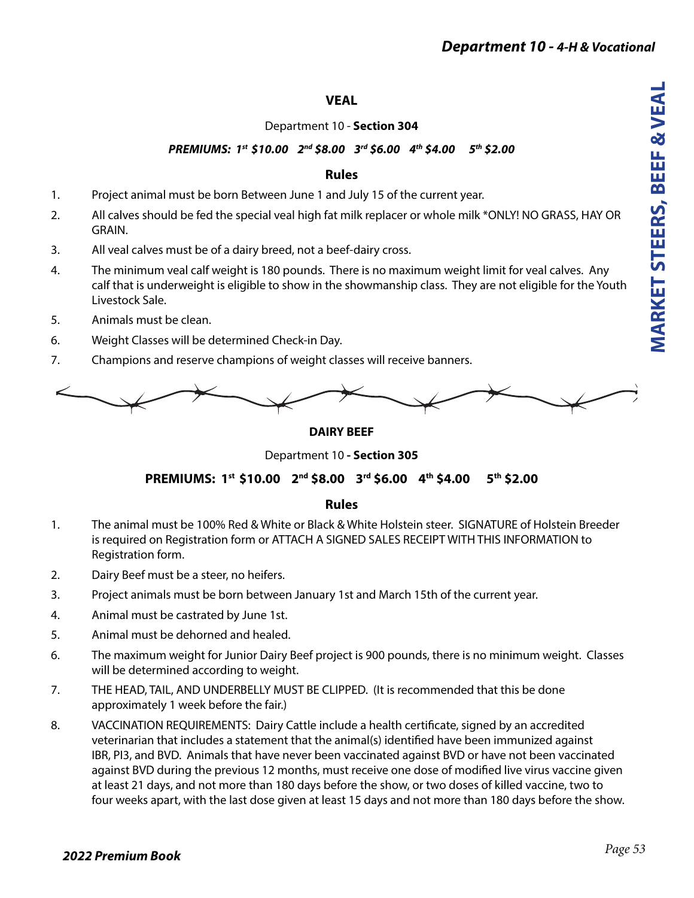## VEAL

Department 10 - **Section 304**

***PREMIUMS: 1st $10.00 2nd $8.00 3rd $6.00 4th $4.00 5th $2.00***

### Rules

1. Project animal must be born Between June 1 and July 15 of the current year.
2. All calves should be fed the special veal high fat milk replacer or whole milk *ONLY! NO GRASS, HAY OR GRAIN.
3. All veal calves must be of a dairy breed, not a beef-dairy cross.
4. The minimum veal calf weight is 180 pounds. There is no maximum weight limit for veal calves. Any calf that is underweight is eligible to show in the showmanship class. They are not eligible for the Youth Livestock Sale.
5. Animals must be clean.
6. Weight Classes will be determined Check-in Day.
7. Champions and reserve champions of weight classes will receive banners.

## DAIRY BEEF

Department 10 **- Section 305**

**PREMIUMS: 1st $10.00 2nd $8.00 3rd $6.00 4th $4.00 5th $2.00**

### Rules

1. The animal must be 100% Red & White or Black & White Holstein steer. SIGNATURE of Holstein Breeder is required on Registration form or ATTACH A SIGNED SALES RECEIPT WITH THIS INFORMATION to Registration form.
2. Dairy Beef must be a steer, no heifers.
3. Project animals must be born between January 1st and March 15th of the current year.
4. Animal must be castrated by June 1st.
5. Animal must be dehorned and healed.
6. The maximum weight for Junior Dairy Beef project is 900 pounds, there is no minimum weight. Classes will be determined according to weight.
7. THE HEAD, TAIL, AND UNDERBELLY MUST BE CLIPPED. (It is recommended that this be done approximately 1 week before the fair.)
8. VACCINATION REQUIREMENTS: Dairy Cattle include a health certificate, signed by an accredited veterinarian that includes a statement that the animal(s) identified have been immunized against IBR, PI3, and BVD. Animals that have never been vaccinated against BVD or have not been vaccinated against BVD during the previous 12 months, must receive one dose of modified live virus vaccine given at least 21 days, and not more than 180 days before the show, or two doses of killed vaccine, two to four weeks apart, with the last dose given at least 15 days and not more than 180 days before the show.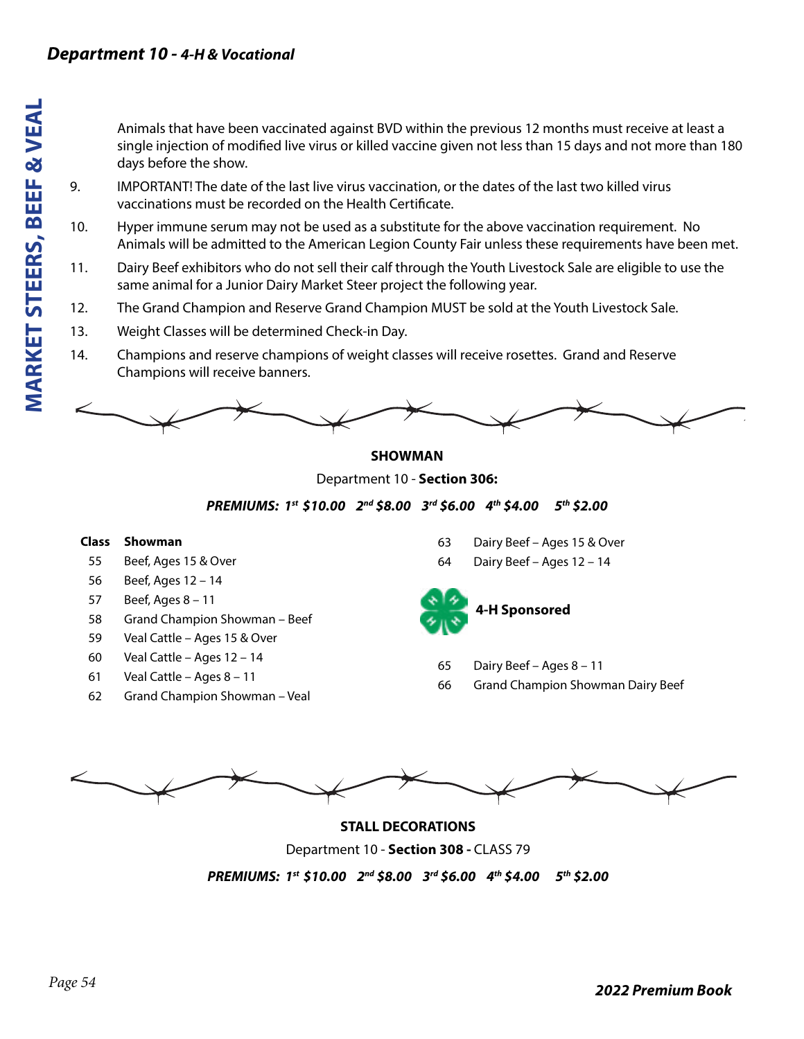Animals that have been vaccinated against BVD within the previous 12 months must receive at least a single injection of modified live virus or killed vaccine given not less than 15 days and not more than 180 days before the show.

9. IMPORTANT! The date of the last live virus vaccination, or the dates of the last two killed virus vaccinations must be recorded on the Health Certificate.
10. Hyper immune serum may not be used as a substitute for the above vaccination requirement. No Animals will be admitted to the American Legion County Fair unless these requirements have been met.
11. Dairy Beef exhibitors who do not sell their calf through the Youth Livestock Sale are eligible to use the same animal for a Junior Dairy Market Steer project the following year.
12. The Grand Champion and Reserve Grand Champion MUST be sold at the Youth Livestock Sale.
13. Weight Classes will be determined Check-in Day.
14. Champions and reserve champions of weight classes will receive rosettes. Grand and Reserve Champions will receive banners.

## SHOWMAN

Department 10 - **Section 306:**

***PREMIUMS: 1st $10.00 2nd $8.00 3rd $6.00 4th $4.00 5th $2.00***

| Class | Showman |
|---|---|
| 55 | Beef, Ages 15 & Over |
| 56 | Beef, Ages 12 – 14 |
| 57 | Beef, Ages 8 – 11 |
| 58 | Grand Champion Showman – Beef |
| 59 | Veal Cattle – Ages 15 & Over |
| 60 | Veal Cattle – Ages 12 – 14 |
| 61 | Veal Cattle – Ages 8 – 11 |
| 62 | Grand Champion Showman – Veal |
| 63 | Dairy Beef – Ages 15 & Over |
| 64 | Dairy Beef – Ages 12 – 14 |

**4-H Sponsored**

| Class | Showman |
|---|---|
| 65 | Dairy Beef – Ages 8 – 11 |
| 66 | Grand Champion Showman Dairy Beef |

## STALL DECORATIONS

Department 10 - **Section 308 -** CLASS 79

***PREMIUMS: 1st $10.00 2nd $8.00 3rd $6.00 4th $4.00 5th $2.00***